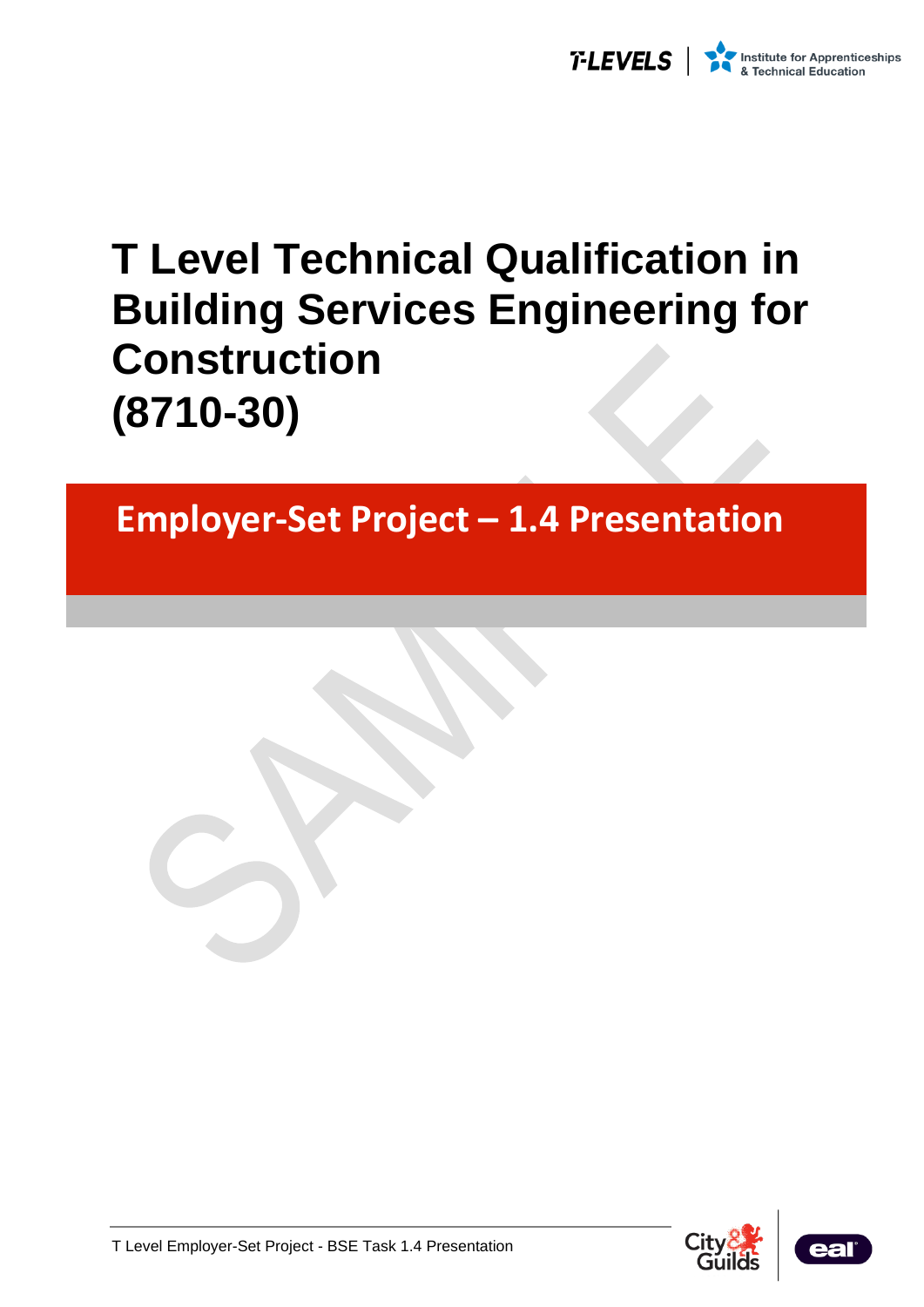# T Level Technical Qualification in Building Services Engineering for Construction (8710-30)

## Employer-Set Project – 1.4 Presentation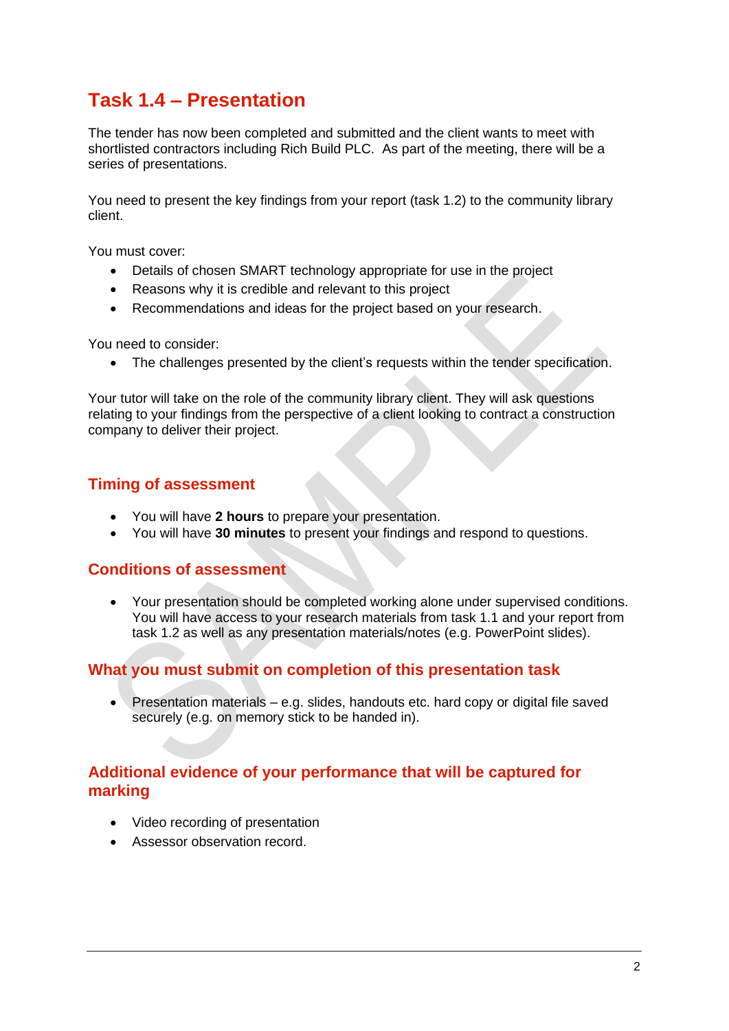# Task 1.4 – Presentation

The tender has now been completed and submitted and the client wants to meet with shortlisted contractors including Rich Build PLC. As part of the meeting, there will be a series of presentations.

You need to present the key findings from your report (task 1.2) to the community library client.

You must cover:

- Details of chosen SMART technology appropriate for use in the project
- Reasons why it is credible and relevant to this project
- Recommendations and ideas for the project based on your research.

You need to consider:

- The challenges presented by the client's requests within the tender specification.

Your tutor will take on the role of the community library client. They will ask questions relating to your findings from the perspective of a client looking to contract a construction company to deliver their project.

## Timing of assessment

- You will have **2 hours** to prepare your presentation.
- You will have **30 minutes** to present your findings and respond to questions.

## Conditions of assessment

- Your presentation should be completed working alone under supervised conditions. You will have access to your research materials from task 1.1 and your report from task 1.2 as well as any presentation materials/notes (e.g. PowerPoint slides).

## What you must submit on completion of this presentation task

- Presentation materials – e.g. slides, handouts etc. hard copy or digital file saved securely (e.g. on memory stick to be handed in).

## Additional evidence of your performance that will be captured for marking

- Video recording of presentation
- Assessor observation record.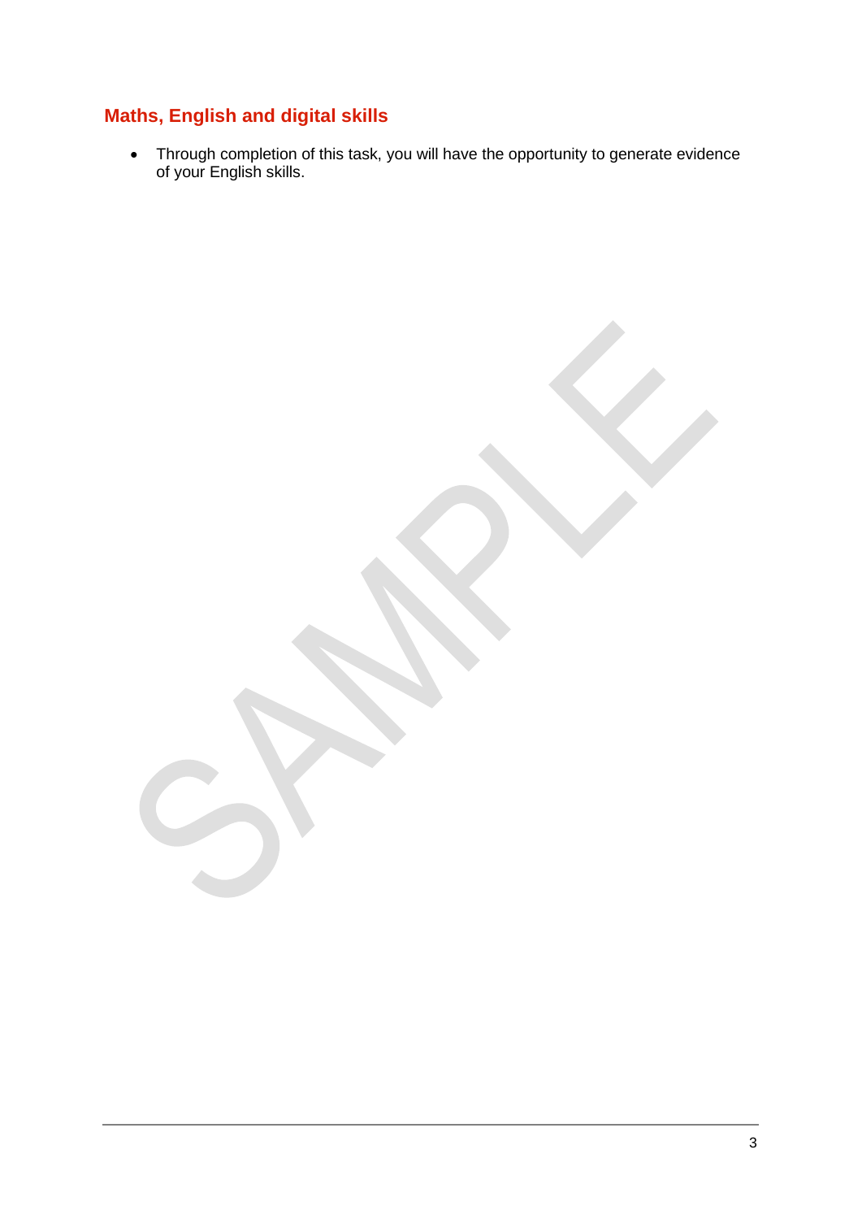## Maths, English and digital skills

- Through completion of this task, you will have the opportunity to generate evidence of your English skills.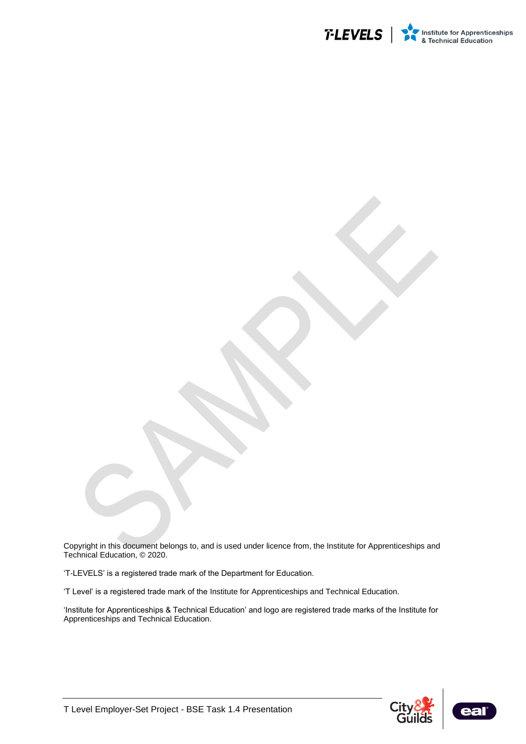Copyright in this document belongs to, and is used under licence from, the Institute for Apprenticeships and Technical Education, © 2020.

'T-LEVELS' is a registered trade mark of the Department for Education.

'T Level' is a registered trade mark of the Institute for Apprenticeships and Technical Education.

'Institute for Apprenticeships & Technical Education' and logo are registered trade marks of the Institute for Apprenticeships and Technical Education.